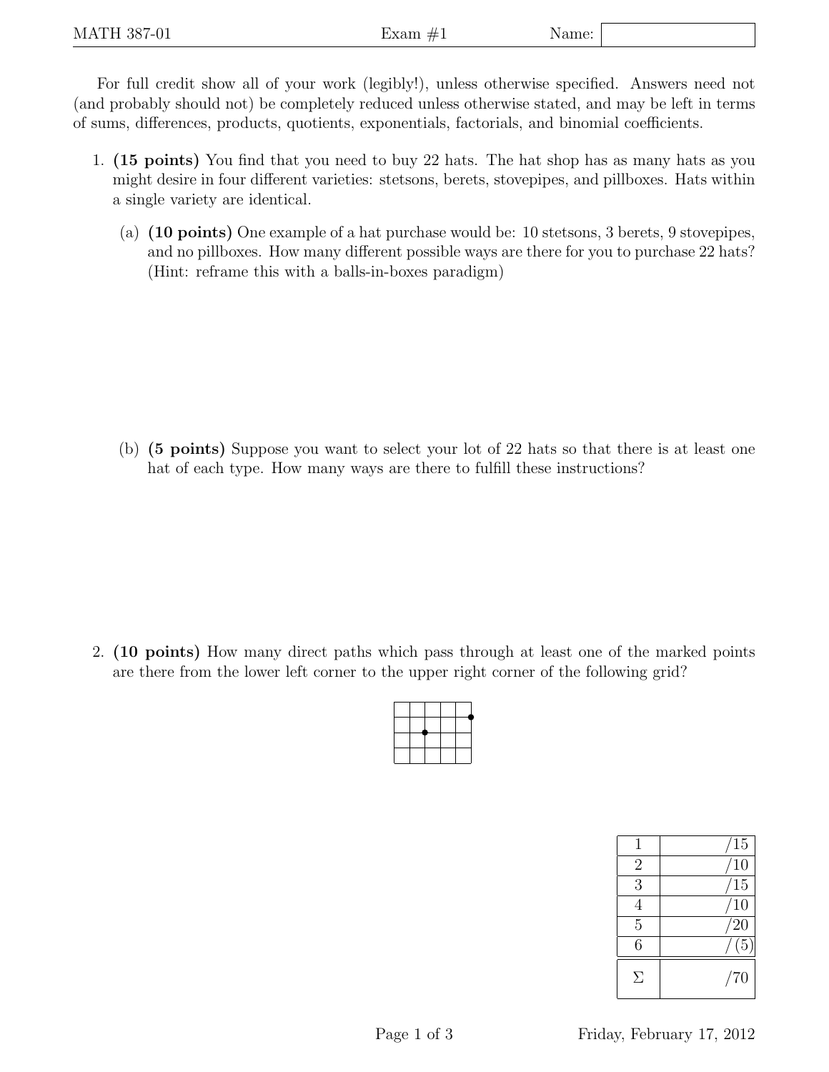MATH 387-01 Exam #1 Name:

For full credit show all of your work (legibly!), unless otherwise specified. Answers need not (and probably should not) be completely reduced unless otherwise stated, and may be left in terms of sums, differences, products, quotients, exponentials, factorials, and binomial coefficients.

1. **(15 points)** You find that you need to buy 22 hats. The hat shop has as many hats as you might desire in four different varieties: stetsons, berets, stovepipes, and pillboxes. Hats within a single variety are identical.

   (a) **(10 points)** One example of a hat purchase would be: 10 stetsons, 3 berets, 9 stovepipes, and no pillboxes. How many different possible ways are there for you to purchase 22 hats? (Hint: reframe this with a balls-in-boxes paradigm)

   (b) **(5 points)** Suppose you want to select your lot of 22 hats so that there is at least one hat of each type. How many ways are there to fulfill these instructions?

2. **(10 points)** How many direct paths which pass through at least one of the marked points are there from the lower left corner to the upper right corner of the following grid?

| | |
|---|---|
| 1 | /15 |
| 2 | /10 |
| 3 | /15 |
| 4 | /10 |
| 5 | /20 |
| 6 | /(5) |
| $\Sigma$ | /70 |

Friday, February 17, 2012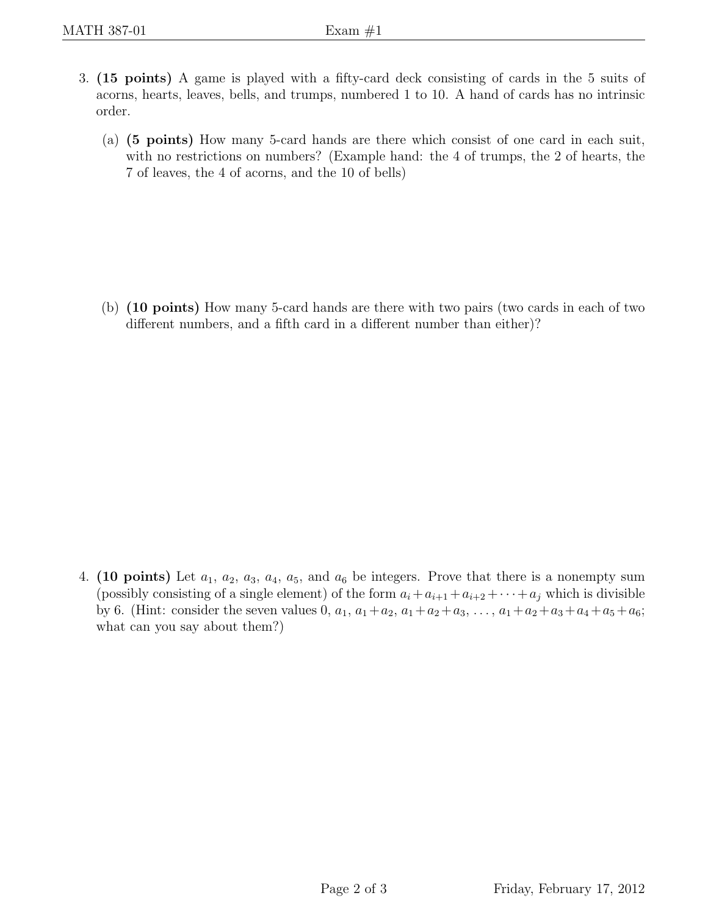3. **(15 points)** A game is played with a fifty-card deck consisting of cards in the 5 suits of acorns, hearts, leaves, bells, and trumps, numbered 1 to 10. A hand of cards has no intrinsic order.

   (a) **(5 points)** How many 5-card hands are there which consist of one card in each suit, with no restrictions on numbers? (Example hand: the 4 of trumps, the 2 of hearts, the 7 of leaves, the 4 of acorns, and the 10 of bells)

   (b) **(10 points)** How many 5-card hands are there with two pairs (two cards in each of two different numbers, and a fifth card in a different number than either)?

4. **(10 points)** Let $a_1$, $a_2$, $a_3$, $a_4$, $a_5$, and $a_6$ be integers. Prove that there is a nonempty sum (possibly consisting of a single element) of the form $a_i + a_{i+1} + a_{i+2} + \cdots + a_j$ which is divisible by 6. (Hint: consider the seven values $0$, $a_1$, $a_1 + a_2$, $a_1 + a_2 + a_3$, $\ldots$, $a_1 + a_2 + a_3 + a_4 + a_5 + a_6$; what can you say about them?)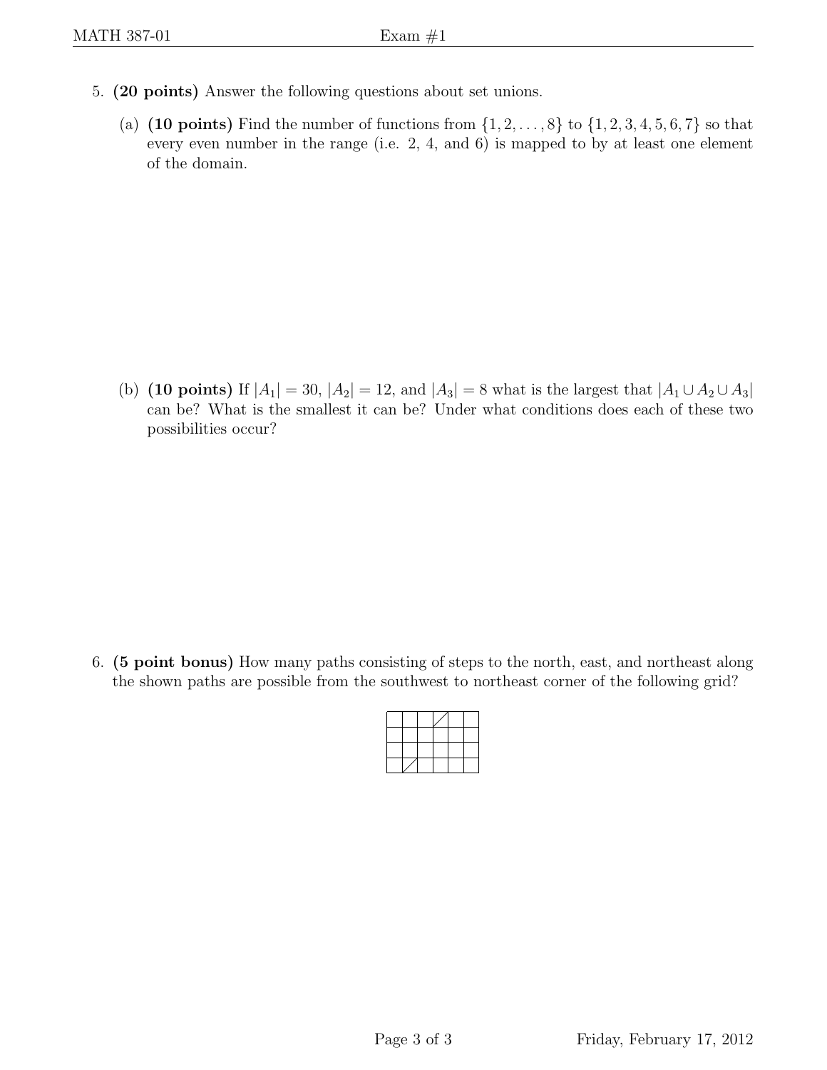5. **(20 points)** Answer the following questions about set unions.

   (a) **(10 points)** Find the number of functions from $\{1, 2, \ldots, 8\}$ to $\{1, 2, 3, 4, 5, 6, 7\}$ so that every even number in the range (i.e. 2, 4, and 6) is mapped to by at least one element of the domain.

   (b) **(10 points)** If $|A_1| = 30$, $|A_2| = 12$, and $|A_3| = 8$ what is the largest that $|A_1 \cup A_2 \cup A_3|$ can be? What is the smallest it can be? Under what conditions does each of these two possibilities occur?

6. **(5 point bonus)** How many paths consisting of steps to the north, east, and northeast along the shown paths are possible from the southwest to northeast corner of the following grid?